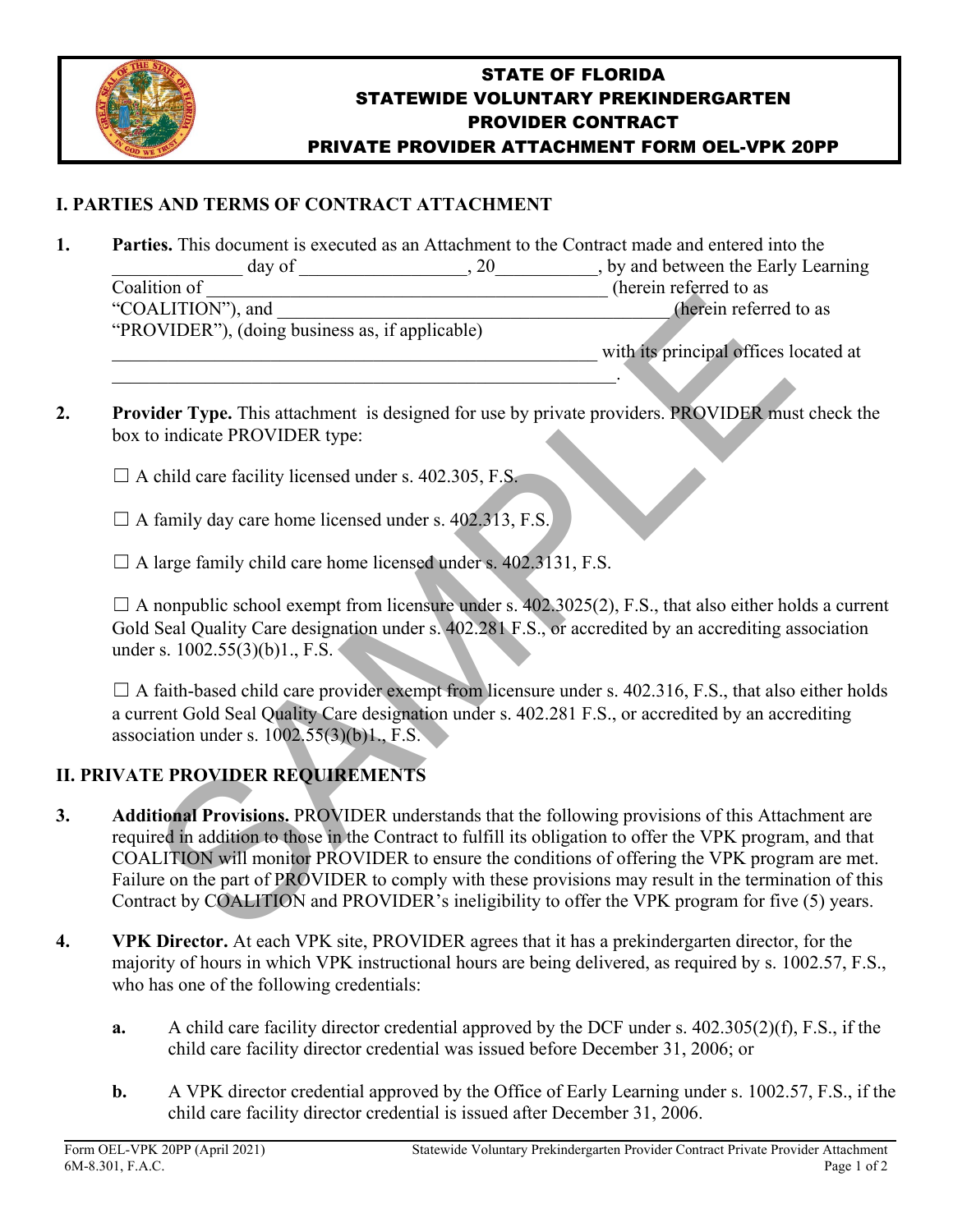# STATE OF FLORIDA
# STATEWIDE VOLUNTARY PREKINDERGARTEN PROVIDER CONTRACT
# PRIVATE PROVIDER ATTACHMENT FORM OEL-VPK 20PP

## I. PARTIES AND TERMS OF CONTRACT ATTACHMENT

**1.** **Parties.** This document is executed as an Attachment to the Contract made and entered into the ______________ day of __________________, 20___________, by and between the Early Learning Coalition of ____________________________________________ (herein referred to as "COALITION"), and ____________________________________________ (herein referred to as "PROVIDER"), (doing business as, if applicable) ________________________________________________________ with its principal offices located at _________________________________________________________.

**2.** **Provider Type.** This attachment is designed for use by private providers. PROVIDER must check the box to indicate PROVIDER type:

☐ A child care facility licensed under s. 402.305, F.S.

☐ A family day care home licensed under s. 402.313, F.S.

☐ A large family child care home licensed under s. 402.3131, F.S.

☐ A nonpublic school exempt from licensure under s. 402.3025(2), F.S., that also either holds a current Gold Seal Quality Care designation under s. 402.281 F.S., or accredited by an accrediting association under s. 1002.55(3)(b)1., F.S.

☐ A faith-based child care provider exempt from licensure under s. 402.316, F.S., that also either holds a current Gold Seal Quality Care designation under s. 402.281 F.S., or accredited by an accrediting association under s. 1002.55(3)(b)1., F.S.

## II. PRIVATE PROVIDER REQUIREMENTS

**3.** **Additional Provisions.** PROVIDER understands that the following provisions of this Attachment are required in addition to those in the Contract to fulfill its obligation to offer the VPK program, and that COALITION will monitor PROVIDER to ensure the conditions of offering the VPK program are met. Failure on the part of PROVIDER to comply with these provisions may result in the termination of this Contract by COALITION and PROVIDER's ineligibility to offer the VPK program for five (5) years.

**4.** **VPK Director.** At each VPK site, PROVIDER agrees that it has a prekindergarten director, for the majority of hours in which VPK instructional hours are being delivered, as required by s. 1002.57, F.S., who has one of the following credentials:

**a.** A child care facility director credential approved by the DCF under s. 402.305(2)(f), F.S., if the child care facility director credential was issued before December 31, 2006; or

**b.** A VPK director credential approved by the Office of Early Learning under s. 1002.57, F.S., if the child care facility director credential is issued after December 31, 2006.

Form OEL-VPK 20PP (April 2021)
6M-8.301, F.A.C.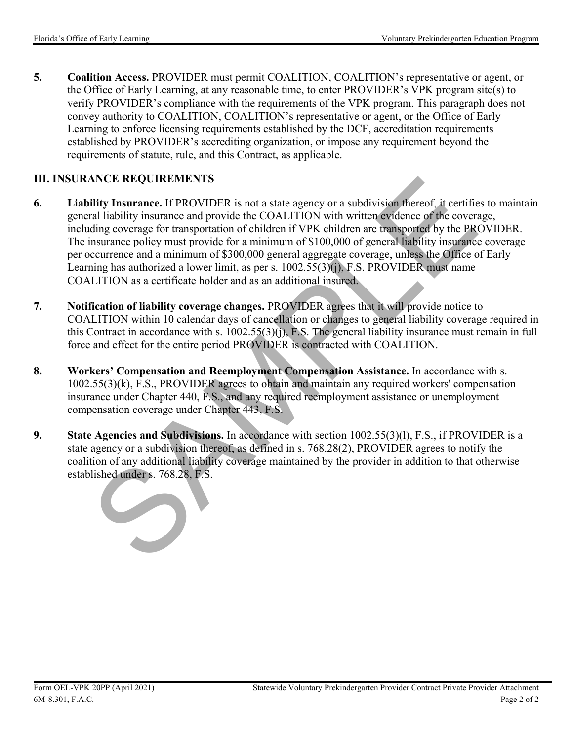5. **Coalition Access.** PROVIDER must permit COALITION, COALITION's representative or agent, or the Office of Early Learning, at any reasonable time, to enter PROVIDER's VPK program site(s) to verify PROVIDER's compliance with the requirements of the VPK program. This paragraph does not convey authority to COALITION, COALITION's representative or agent, or the Office of Early Learning to enforce licensing requirements established by the DCF, accreditation requirements established by PROVIDER's accrediting organization, or impose any requirement beyond the requirements of statute, rule, and this Contract, as applicable.

## III. INSURANCE REQUIREMENTS

6. **Liability Insurance.** If PROVIDER is not a state agency or a subdivision thereof, it certifies to maintain general liability insurance and provide the COALITION with written evidence of the coverage, including coverage for transportation of children if VPK children are transported by the PROVIDER. The insurance policy must provide for a minimum of $100,000 of general liability insurance coverage per occurrence and a minimum of $300,000 general aggregate coverage, unless the Office of Early Learning has authorized a lower limit, as per s. 1002.55(3)(j), F.S. PROVIDER must name COALITION as a certificate holder and as an additional insured.

7. **Notification of liability coverage changes.** PROVIDER agrees that it will provide notice to COALITION within 10 calendar days of cancellation or changes to general liability coverage required in this Contract in accordance with s. 1002.55(3)(j), F.S. The general liability insurance must remain in full force and effect for the entire period PROVIDER is contracted with COALITION.

8. **Workers' Compensation and Reemployment Compensation Assistance.** In accordance with s. 1002.55(3)(k), F.S., PROVIDER agrees to obtain and maintain any required workers' compensation insurance under Chapter 440, F.S., and any required reemployment assistance or unemployment compensation coverage under Chapter 443, F.S.

9. **State Agencies and Subdivisions.** In accordance with section 1002.55(3)(l), F.S., if PROVIDER is a state agency or a subdivision thereof, as defined in s. 768.28(2), PROVIDER agrees to notify the coalition of any additional liability coverage maintained by the provider in addition to that otherwise established under s. 768.28, F.S.